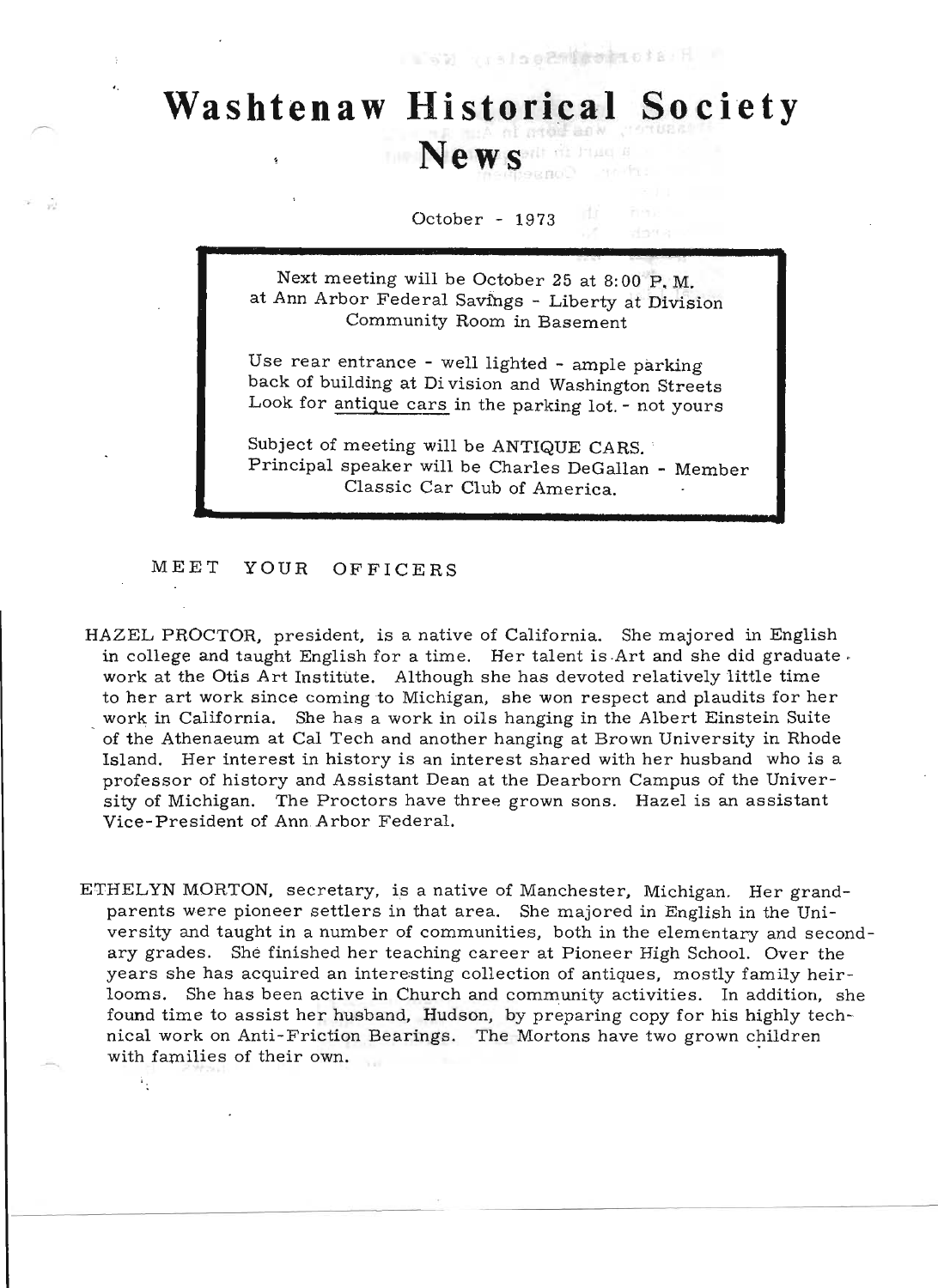# Washtenaw Historical Society News

October - 1973

Next meeting will be October 25 at 8:00 P. M.
at Ann Arbor Federal Savings - Liberty at Division
Community Room in Basement

Use rear entrance - well lighted - ample parking
back of building at Division and Washington Streets
Look for antique cars in the parking lot. - not yours

Subject of meeting will be ANTIQUE CARS.
Principal speaker will be Charles DeGallan - Member
Classic Car Club of America.

## MEET YOUR OFFICERS

HAZEL PROCTOR, president, is a native of California. She majored in English in college and taught English for a time. Her talent is Art and she did graduate work at the Otis Art Institute. Although she has devoted relatively little time to her art work since coming to Michigan, she won respect and plaudits for her work in California. She has a work in oils hanging in the Albert Einstein Suite of the Athenaeum at Cal Tech and another hanging at Brown University in Rhode Island. Her interest in history is an interest shared with her husband who is a professor of history and Assistant Dean at the Dearborn Campus of the University of Michigan. The Proctors have three grown sons. Hazel is an assistant Vice-President of Ann Arbor Federal.

ETHELYN MORTON, secretary, is a native of Manchester, Michigan. Her grandparents were pioneer settlers in that area. She majored in English in the University and taught in a number of communities, both in the elementary and secondary grades. She finished her teaching career at Pioneer High School. Over the years she has acquired an interesting collection of antiques, mostly family heirlooms. She has been active in Church and community activities. In addition, she found time to assist her husband, Hudson, by preparing copy for his highly technical work on Anti-Friction Bearings. The Mortons have two grown children with families of their own.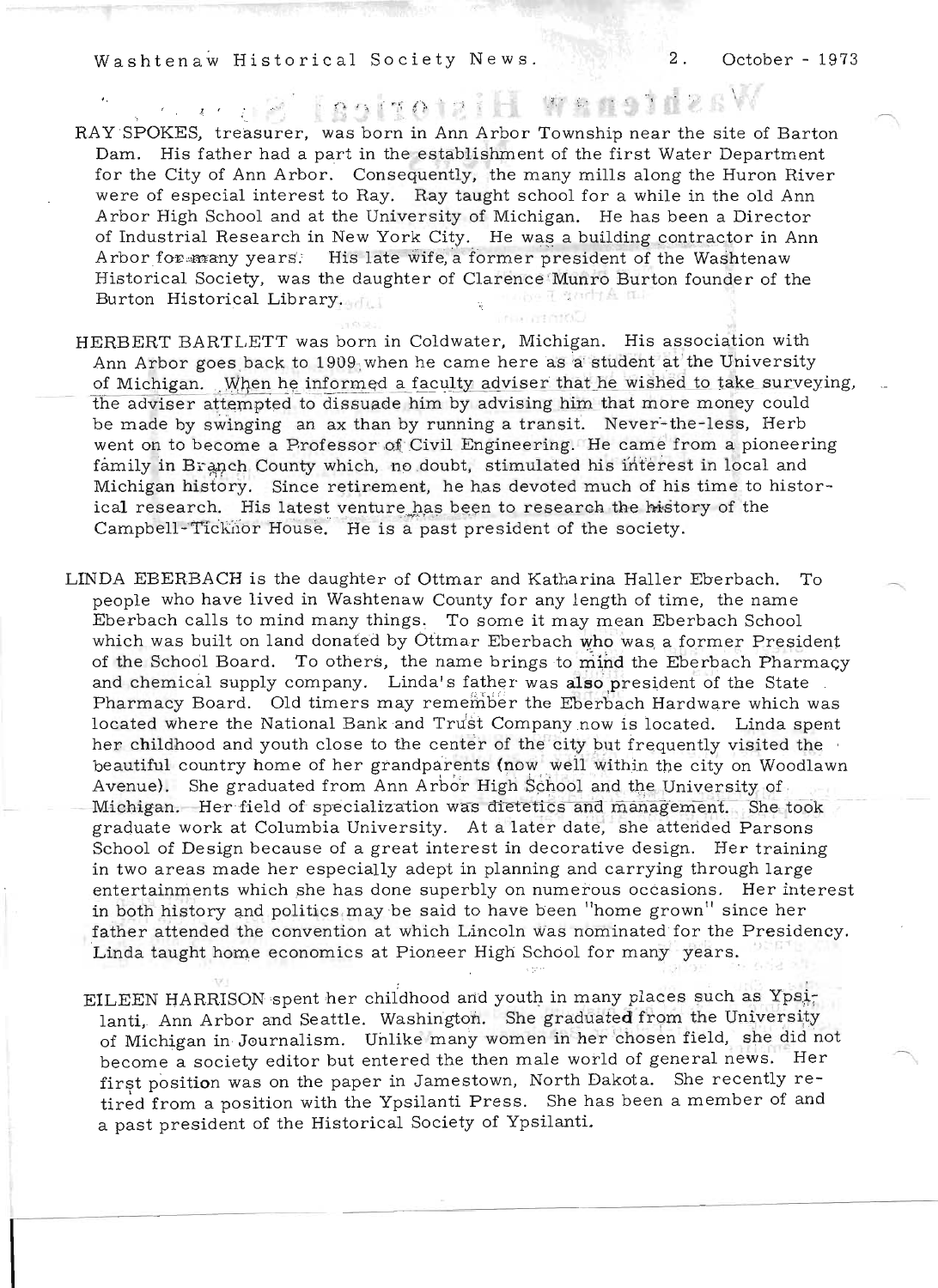RAY SPOKES, treasurer, was born in Ann Arbor Township near the site of Barton Dam. His father had a part in the establishment of the first Water Department for the City of Ann Arbor. Consequently, the many mills along the Huron River were of especial interest to Ray. Ray taught school for a while in the old Ann Arbor High School and at the University of Michigan. He has been a Director of Industrial Research in New York City. He was a building contractor in Ann Arbor for many years. His late wife, a former president of the Washtenaw Historical Society, was the daughter of Clarence Munro Burton founder of the Burton Historical Library.

HERBERT BARTLETT was born in Coldwater, Michigan. His association with Ann Arbor goes back to 1909 when he came here as a student at the University of Michigan. When he informed a faculty adviser that he wished to take surveying, the adviser attempted to dissuade him by advising him that more money could be made by swinging an ax than by running a transit. Never-the-less, Herb went on to become a Professor of Civil Engineering. He came from a pioneering family in Branch County which, no doubt, stimulated his interest in local and Michigan history. Since retirement, he has devoted much of his time to historical research. His latest venture has been to research the history of the Campbell-Ticknor House. He is a past president of the society.

LINDA EBERBACH is the daughter of Ottmar and Katharina Haller Eberbach. To people who have lived in Washtenaw County for any length of time, the name Eberbach calls to mind many things. To some it may mean Eberbach School which was built on land donated by Ottmar Eberbach who was a former President of the School Board. To others, the name brings to mind the Eberbach Pharmacy and chemical supply company. Linda's father was also president of the State Pharmacy Board. Old timers may remember the Eberbach Hardware which was located where the National Bank and Trust Company now is located. Linda spent her childhood and youth close to the center of the city but frequently visited the beautiful country home of her grandparents (now well within the city on Woodlawn Avenue). She graduated from Ann Arbor High School and the University of Michigan. Her field of specialization was dietetics and management. She took graduate work at Columbia University. At a later date, she attended Parsons School of Design because of a great interest in decorative design. Her training in two areas made her especially adept in planning and carrying through large entertainments which she has done superbly on numerous occasions. Her interest in both history and politics may be said to have been "home grown" since her father attended the convention at which Lincoln was nominated for the Presidency. Linda taught home economics at Pioneer High School for many years.

EILEEN HARRISON spent her childhood and youth in many places such as Ypsilanti, Ann Arbor and Seattle. Washington. She graduated from the University of Michigan in Journalism. Unlike many women in her chosen field, she did not become a society editor but entered the then male world of general news. Her first position was on the paper in Jamestown, North Dakota. She recently retired from a position with the Ypsilanti Press. She has been a member of and a past president of the Historical Society of Ypsilanti.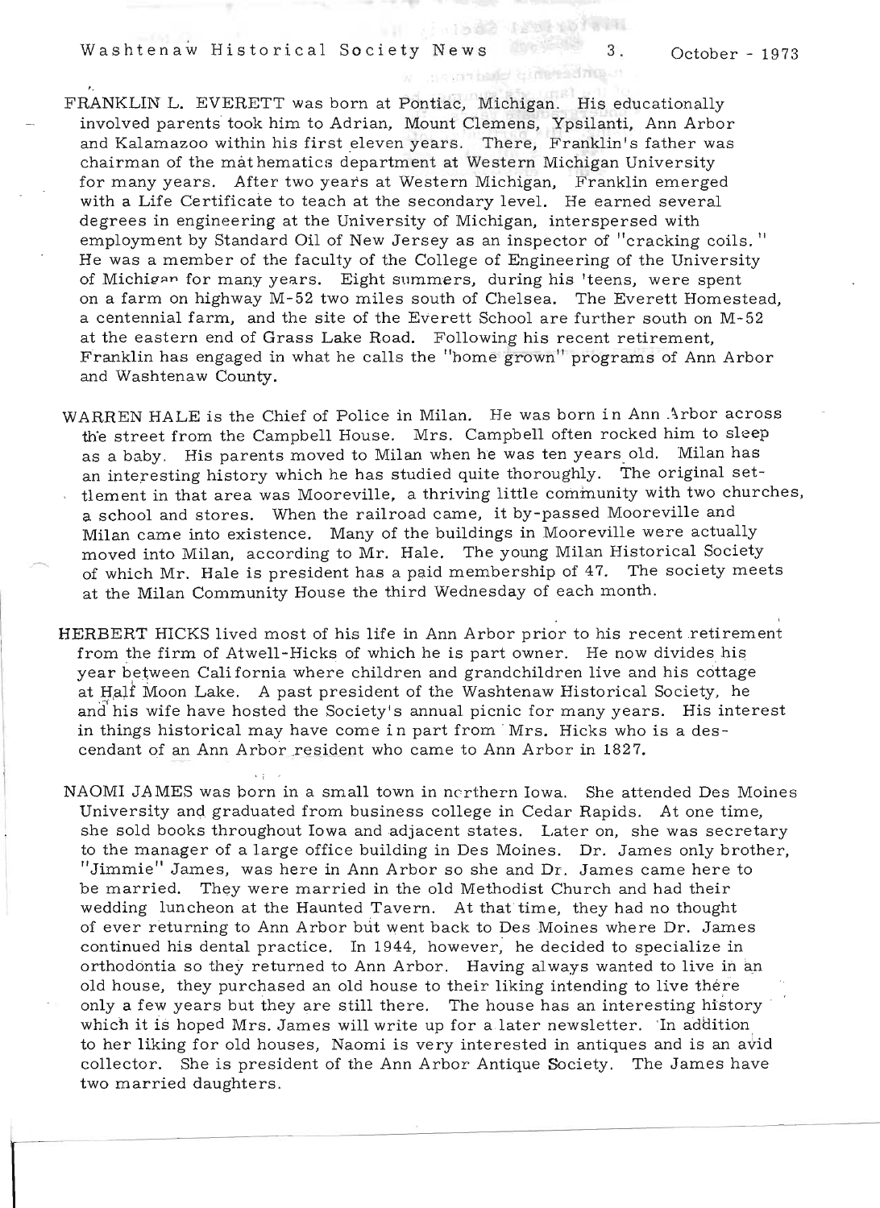FRANKLIN L. EVERETT was born at Pontiac, Michigan. His educationally involved parents took him to Adrian, Mount Clemens, Ypsilanti, Ann Arbor and Kalamazoo within his first eleven years. There, Franklin's father was chairman of the mathematics department at Western Michigan University for many years. After two years at Western Michigan, Franklin emerged with a Life Certificate to teach at the secondary level. He earned several degrees in engineering at the University of Michigan, interspersed with employment by Standard Oil of New Jersey as an inspector of "cracking coils." He was a member of the faculty of the College of Engineering of the University of Michigan for many years. Eight summers, during his 'teens, were spent on a farm on highway M-52 two miles south of Chelsea. The Everett Homestead, a centennial farm, and the site of the Everett School are further south on M-52 at the eastern end of Grass Lake Road. Following his recent retirement, Franklin has engaged in what he calls the "home grown" programs of Ann Arbor and Washtenaw County.

WARREN HALE is the Chief of Police in Milan. He was born in Ann Arbor across the street from the Campbell House. Mrs. Campbell often rocked him to sleep as a baby. His parents moved to Milan when he was ten years old. Milan has an interesting history which he has studied quite thoroughly. The original settlement in that area was Mooreville, a thriving little community with two churches, a school and stores. When the railroad came, it by-passed Mooreville and Milan came into existence. Many of the buildings in Mooreville were actually moved into Milan, according to Mr. Hale. The young Milan Historical Society of which Mr. Hale is president has a paid membership of 47. The society meets at the Milan Community House the third Wednesday of each month.

HERBERT HICKS lived most of his life in Ann Arbor prior to his recent retirement from the firm of Atwell-Hicks of which he is part owner. He now divides his year between California where children and grandchildren live and his cottage at Half Moon Lake. A past president of the Washtenaw Historical Society, he and his wife have hosted the Society's annual picnic for many years. His interest in things historical may have come in part from Mrs. Hicks who is a descendant of an Ann Arbor resident who came to Ann Arbor in 1827.

NAOMI JAMES was born in a small town in northern Iowa. She attended Des Moines University and graduated from business college in Cedar Rapids. At one time, she sold books throughout Iowa and adjacent states. Later on, she was secretary to the manager of a large office building in Des Moines. Dr. James only brother, "Jimmie" James, was here in Ann Arbor so she and Dr. James came here to be married. They were married in the old Methodist Church and had their wedding luncheon at the Haunted Tavern. At that time, they had no thought of ever returning to Ann Arbor but went back to Des Moines where Dr. James continued his dental practice. In 1944, however, he decided to specialize in orthodontia so they returned to Ann Arbor. Having always wanted to live in an old house, they purchased an old house to their liking intending to live there only a few years but they are still there. The house has an interesting history which it is hoped Mrs. James will write up for a later newsletter. In addition to her liking for old houses, Naomi is very interested in antiques and is an avid collector. She is president of the Ann Arbor Antique Society. The James have two married daughters.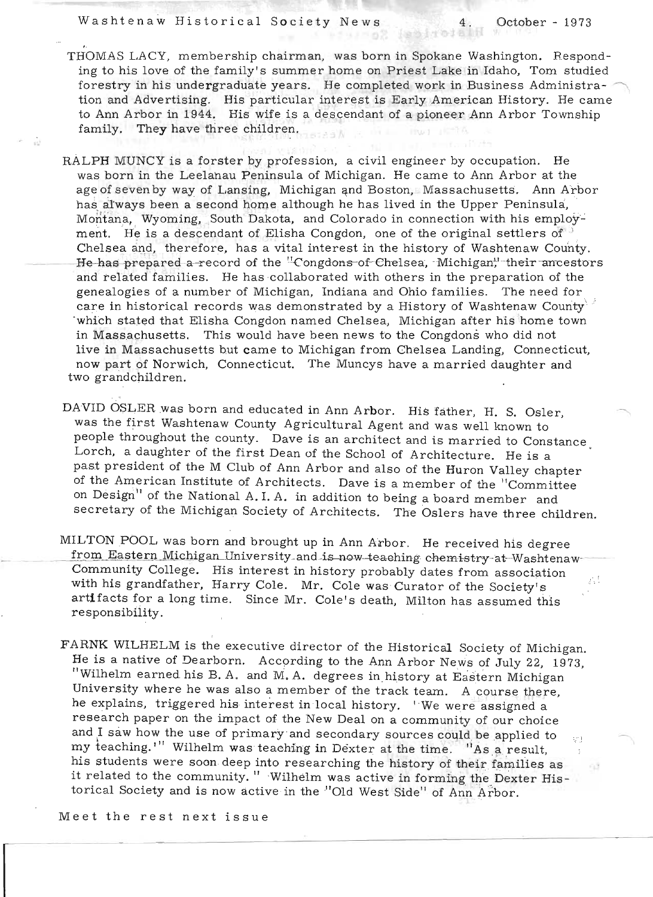THOMAS LACY, membership chairman, was born in Spokane Washington. Responding to his love of the family's summer home on Priest Lake in Idaho, Tom studied forestry in his undergraduate years. He completed work in Business Administration and Advertising. His particular interest is Early American History. He came to Ann Arbor in 1944. His wife is a descendant of a pioneer Ann Arbor Township family. They have three children.

RALPH MUNCY is a forster by profession, a civil engineer by occupation. He was born in the Leelanau Peninsula of Michigan. He came to Ann Arbor at the age of seven by way of Lansing, Michigan and Boston, Massachusetts. Ann Arbor has always been a second home although he has lived in the Upper Peninsula, Montana, Wyoming, South Dakota, and Colorado in connection with his employment. He is a descendant of Elisha Congdon, one of the original settlers of Chelsea and, therefore, has a vital interest in the history of Washtenaw County. He has prepared a record of the "Congdons of Chelsea, Michigan," their ancestors and related families. He has collaborated with others in the preparation of the genealogies of a number of Michigan, Indiana and Ohio families. The need for care in historical records was demonstrated by a History of Washtenaw County which stated that Elisha Congdon named Chelsea, Michigan after his home town in Massachusetts. This would have been news to the Congdons who did not live in Massachusetts but came to Michigan from Chelsea Landing, Connecticut, now part of Norwich, Connecticut. The Muncys have a married daughter and two grandchildren.

DAVID OSLER was born and educated in Ann Arbor. His father, H. S. Osler, was the first Washtenaw County Agricultural Agent and was well known to people throughout the county. Dave is an architect and is married to Constance Lorch, a daughter of the first Dean of the School of Architecture. He is a past president of the M Club of Ann Arbor and also of the Huron Valley chapter of the American Institute of Architects. Dave is a member of the "Committee on Design" of the National A. I. A. in addition to being a board member and secretary of the Michigan Society of Architects. The Oslers have three children.

MILTON POOL was born and brought up in Ann Arbor. He received his degree from Eastern Michigan University and is now teaching chemistry at Washtenaw Community College. His interest in history probably dates from association with his grandfather, Harry Cole. Mr. Cole was Curator of the Society's artifacts for a long time. Since Mr. Cole's death, Milton has assumed this responsibility.

FARNK WILHELM is the executive director of the Historical Society of Michigan. He is a native of Dearborn. According to the Ann Arbor News of July 22, 1973, "Wilhelm earned his B. A. and M. A. degrees in history at Eastern Michigan University where he was also a member of the track team. A course there, he explains, triggered his interest in local history. 'We were assigned a research paper on the impact of the New Deal on a community of our choice and I saw how the use of primary and secondary sources could be applied to my teaching.'" Wilhelm was teaching in Dexter at the time. "As a result, his students were soon deep into researching the history of their families as it related to the community." Wilhelm was active in forming the Dexter Historical Society and is now active in the "Old West Side" of Ann Arbor.

Meet the rest next issue